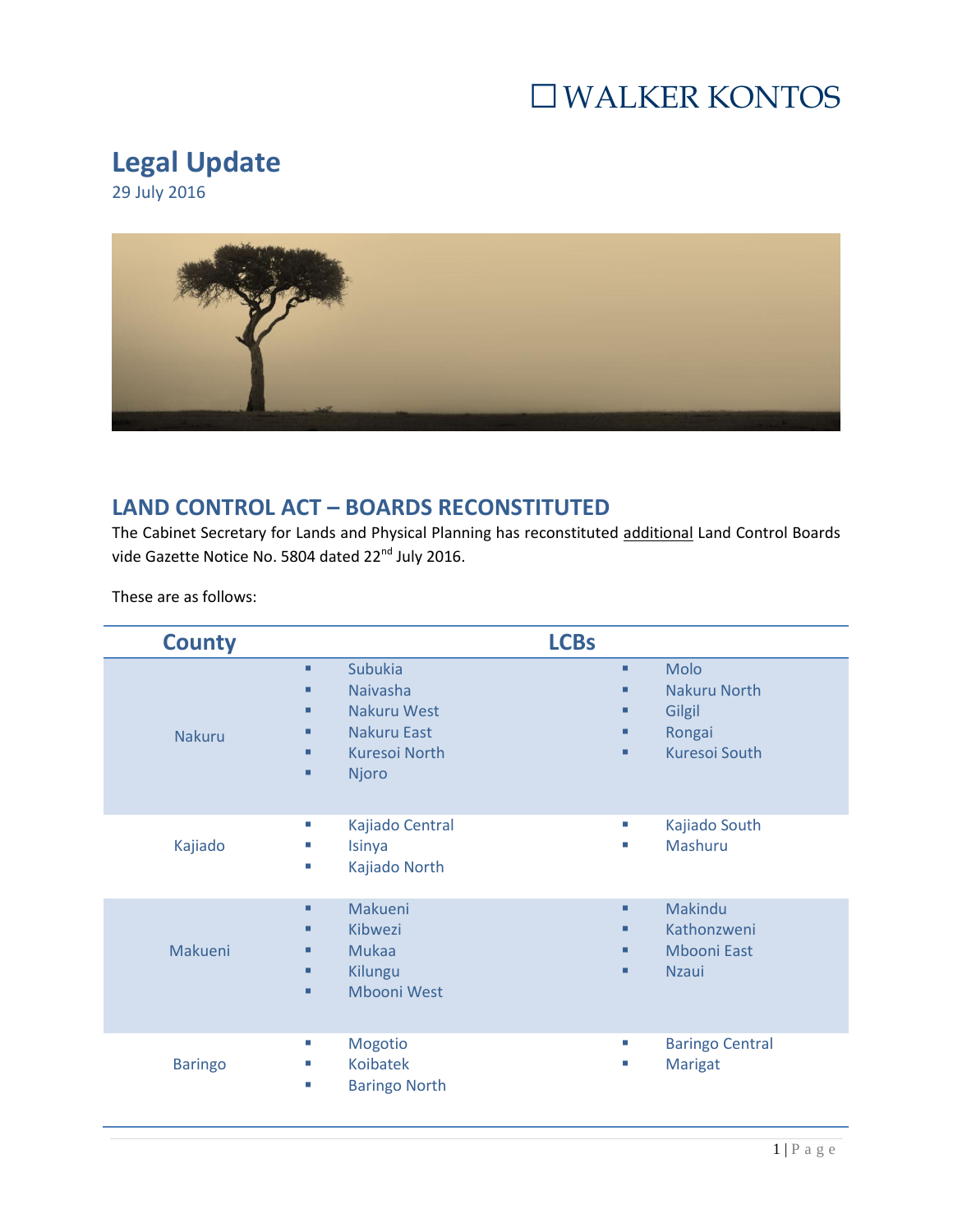WALKER KONTOS

# Legal Update

29 July 2016

## LAND CONTROL ACT – BOARDS RECONSTITUTED

The Cabinet Secretary for Lands and Physical Planning has reconstituted additional Land Control Boards vide Gazette Notice No. 5804 dated 22nd July 2016.

These are as follows:

| County | LCBs | |
|---|---|---|
| Nakuru | ▪ Subukia<br>▪ Naivasha<br>▪ Nakuru West<br>▪ Nakuru East<br>▪ Kuresoi North<br>▪ Njoro | ▪ Molo<br>▪ Nakuru North<br>▪ Gilgil<br>▪ Rongai<br>▪ Kuresoi South |
| Kajiado | ▪ Kajiado Central<br>▪ Isinya<br>▪ Kajiado North | ▪ Kajiado South<br>▪ Mashuru |
| Makueni | ▪ Makueni<br>▪ Kibwezi<br>▪ Mukaa<br>▪ Kilungu<br>▪ Mbooni West | ▪ Makindu<br>▪ Kathonzweni<br>▪ Mbooni East<br>▪ Nzaui |
| Baringo | ▪ Mogotio<br>▪ Koibatek<br>▪ Baringo North | ▪ Baringo Central<br>▪ Marigat |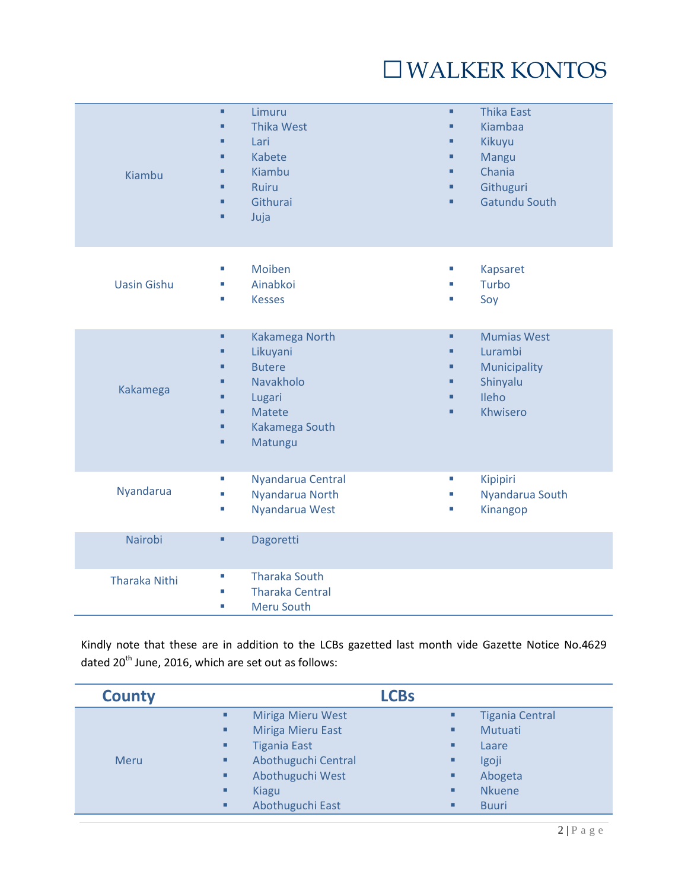| | | |
|---|---|---|
| Kiambu | ▪ Limuru<br>▪ Thika West<br>▪ Lari<br>▪ Kabete<br>▪ Kiambu<br>▪ Ruiru<br>▪ Githurai<br>▪ Juja | ▪ Thika East<br>▪ Kiambaa<br>▪ Kikuyu<br>▪ Mangu<br>▪ Chania<br>▪ Githuguri<br>▪ Gatundu South |
| Uasin Gishu | ▪ Moiben<br>▪ Ainabkoi<br>▪ Kesses | ▪ Kapsaret<br>▪ Turbo<br>▪ Soy |
| Kakamega | ▪ Kakamega North<br>▪ Likuyani<br>▪ Butere<br>▪ Navakholo<br>▪ Lugari<br>▪ Matete<br>▪ Kakamega South<br>▪ Matungu | ▪ Mumias West<br>▪ Lurambi<br>▪ Municipality<br>▪ Shinyalu<br>▪ Ileho<br>▪ Khwisero |
| Nyandarua | ▪ Nyandarua Central<br>▪ Nyandarua North<br>▪ Nyandarua West | ▪ Kipipiri<br>▪ Nyandarua South<br>▪ Kinangop |
| Nairobi | ▪ Dagoretti | |
| Tharaka Nithi | ▪ Tharaka South<br>▪ Tharaka Central<br>▪ Meru South | |

Kindly note that these are in addition to the LCBs gazetted last month vide Gazette Notice No.4629 dated 20th June, 2016, which are set out as follows:

| County | LCBs | |
|---|---|---|
| Meru | ▪ Miriga Mieru West<br>▪ Miriga Mieru East<br>▪ Tigania East<br>▪ Abothuguchi Central<br>▪ Abothuguchi West<br>▪ Kiagu<br>▪ Abothuguchi East | ▪ Tigania Central<br>▪ Mutuati<br>▪ Laare<br>▪ Igoji<br>▪ Abogeta<br>▪ Nkuene<br>▪ Buuri |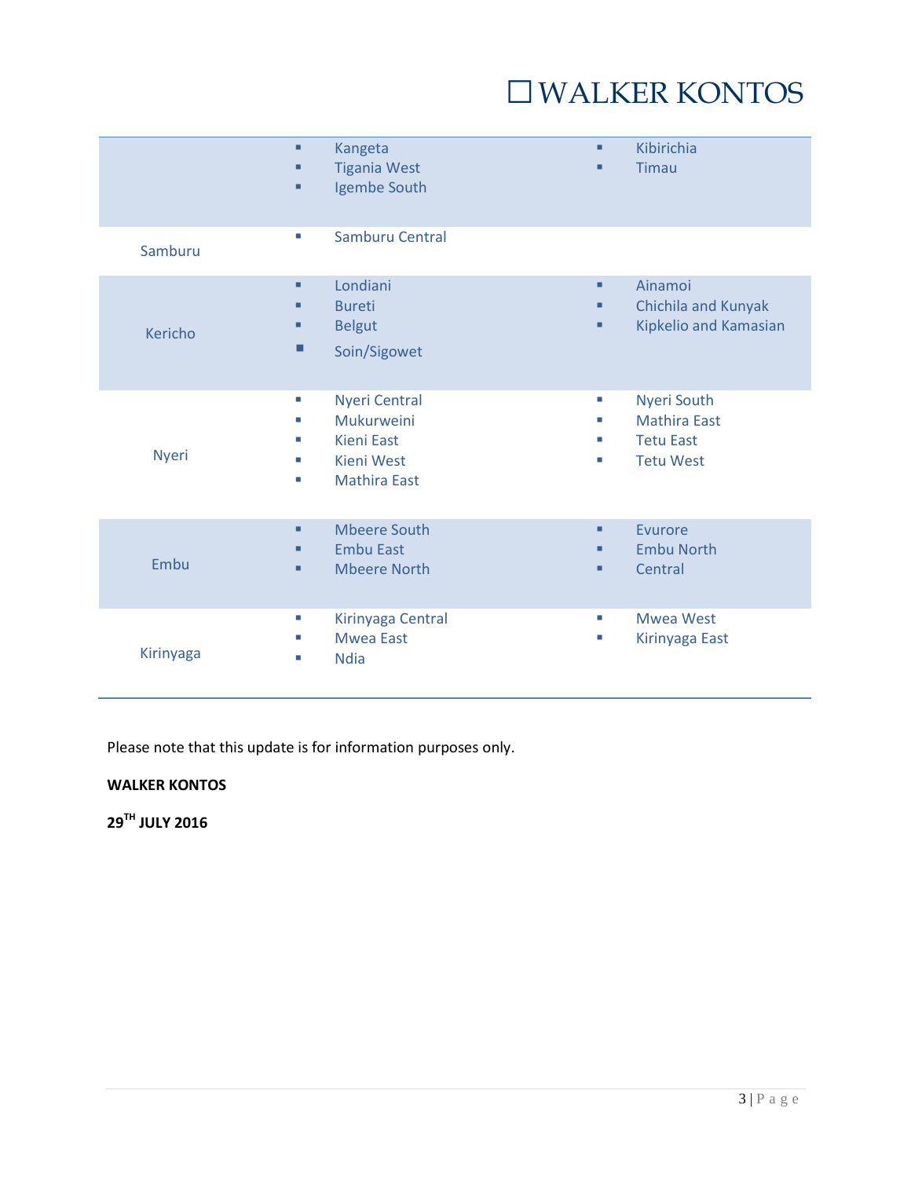| | | |
|---|---|---|
| | ▪ Kangeta<br>▪ Tigania West<br>▪ Igembe South | ▪ Kibirichia<br>▪ Timau |
| Samburu | ▪ Samburu Central | |
| Kericho | ▪ Londiani<br>▪ Bureti<br>▪ Belgut<br>▪ Soin/Sigowet | ▪ Ainamoi<br>▪ Chichila and Kunyak<br>▪ Kipkelio and Kamasian |
| Nyeri | ▪ Nyeri Central<br>▪ Mukurweini<br>▪ Kieni East<br>▪ Kieni West<br>▪ Mathira East | ▪ Nyeri South<br>▪ Mathira East<br>▪ Tetu East<br>▪ Tetu West |
| Embu | ▪ Mbeere South<br>▪ Embu East<br>▪ Mbeere North | ▪ Evurore<br>▪ Embu North<br>▪ Central |
| Kirinyaga | ▪ Kirinyaga Central<br>▪ Mwea East<br>▪ Ndia | ▪ Mwea West<br>▪ Kirinyaga East |

Please note that this update is for information purposes only.

**WALKER KONTOS**

**29TH JULY 2016**